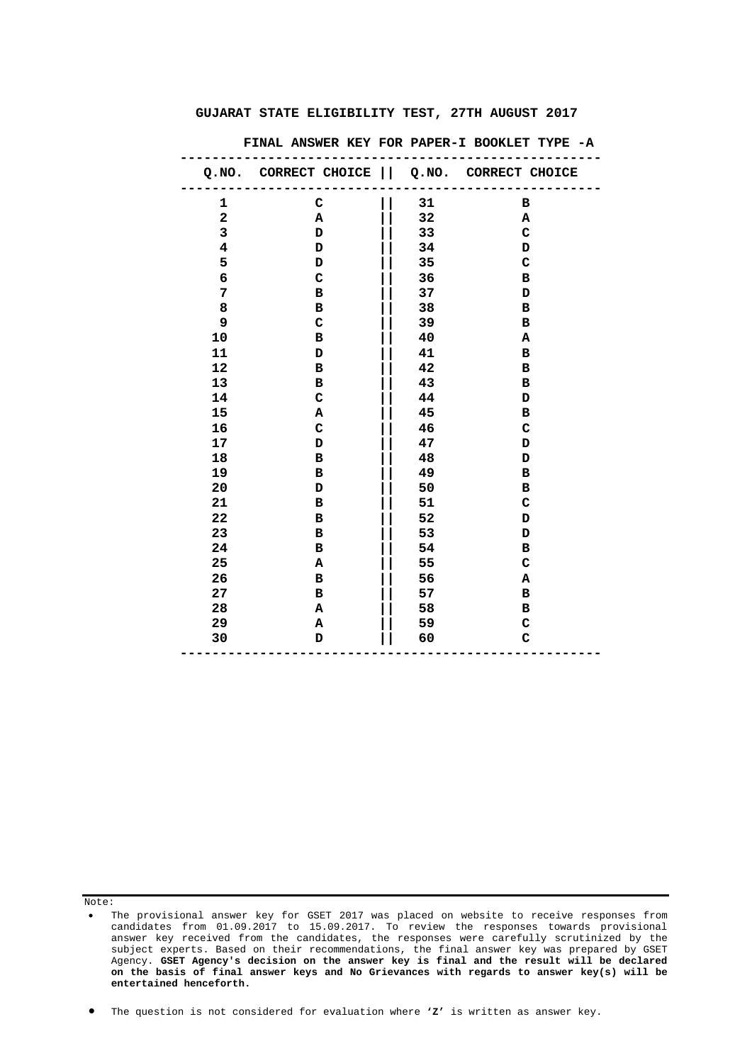# GUJARAT STATE ELIGIBILITY TEST, 27TH AUGUST 2017

## FINAL ANSWER KEY FOR PAPER-I BOOKLET TYPE -A

| Q.NO. | CORRECT CHOICE | Q.NO. | CORRECT CHOICE |
|---|---|---|---|
| 1 | C | 31 | B |
| 2 | A | 32 | A |
| 3 | D | 33 | C |
| 4 | D | 34 | D |
| 5 | D | 35 | C |
| 6 | C | 36 | B |
| 7 | B | 37 | D |
| 8 | B | 38 | B |
| 9 | C | 39 | B |
| 10 | B | 40 | A |
| 11 | D | 41 | B |
| 12 | B | 42 | B |
| 13 | B | 43 | B |
| 14 | C | 44 | D |
| 15 | A | 45 | B |
| 16 | C | 46 | C |
| 17 | D | 47 | D |
| 18 | B | 48 | D |
| 19 | B | 49 | B |
| 20 | D | 50 | B |
| 21 | B | 51 | C |
| 22 | B | 52 | D |
| 23 | B | 53 | D |
| 24 | B | 54 | B |
| 25 | A | 55 | C |
| 26 | B | 56 | A |
| 27 | B | 57 | B |
| 28 | A | 58 | B |
| 29 | A | 59 | C |
| 30 | D | 60 | C |

Note:

- The provisional answer key for GSET 2017 was placed on website to receive responses from candidates from 01.09.2017 to 15.09.2017. To review the responses towards provisional answer key received from the candidates, the responses were carefully scrutinized by the subject experts. Based on their recommendations, the final answer key was prepared by GSET Agency. **GSET Agency's decision on the answer key is final and the result will be declared on the basis of final answer keys and No Grievances with regards to answer key(s) will be entertained henceforth.**

- The question is not considered for evaluation where **'Z'** is written as answer key.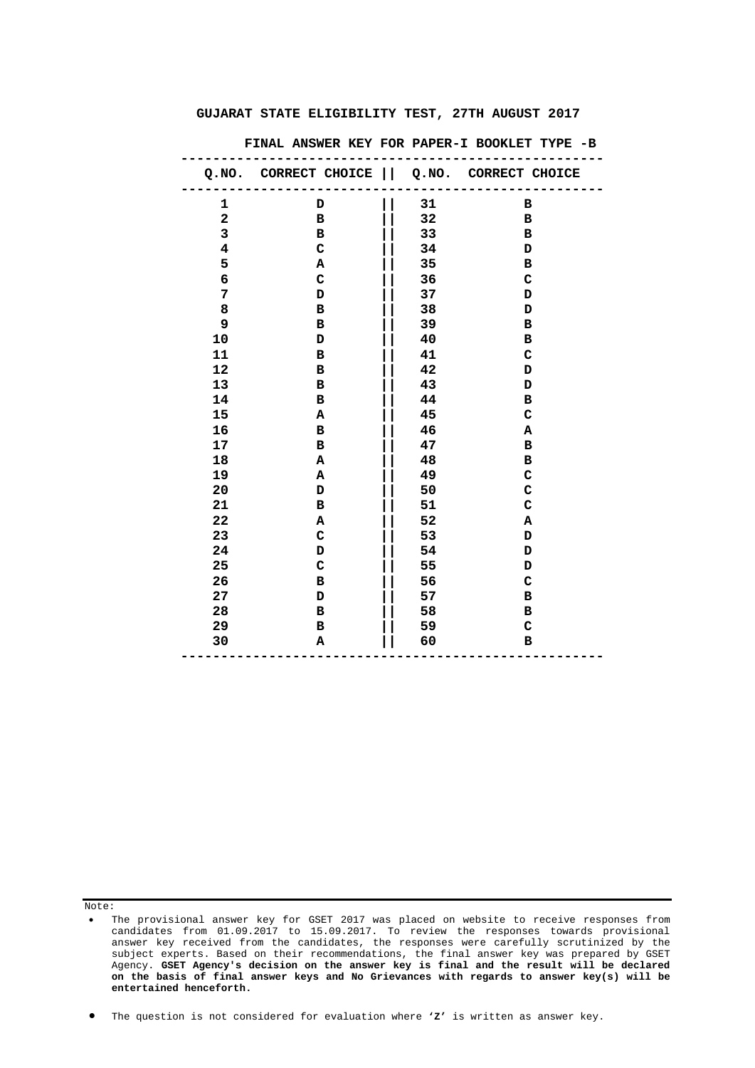# GUJARAT STATE ELIGIBILITY TEST, 27TH AUGUST 2017

## FINAL ANSWER KEY FOR PAPER-I BOOKLET TYPE -B

| Q.NO. | CORRECT CHOICE | Q.NO. | CORRECT CHOICE |
|---|---|---|---|
| 1 | D | 31 | B |
| 2 | B | 32 | B |
| 3 | B | 33 | B |
| 4 | C | 34 | D |
| 5 | A | 35 | B |
| 6 | C | 36 | C |
| 7 | D | 37 | D |
| 8 | B | 38 | D |
| 9 | B | 39 | B |
| 10 | D | 40 | B |
| 11 | B | 41 | C |
| 12 | B | 42 | D |
| 13 | B | 43 | D |
| 14 | B | 44 | B |
| 15 | A | 45 | C |
| 16 | B | 46 | A |
| 17 | B | 47 | B |
| 18 | A | 48 | B |
| 19 | A | 49 | C |
| 20 | D | 50 | C |
| 21 | B | 51 | C |
| 22 | A | 52 | A |
| 23 | C | 53 | D |
| 24 | D | 54 | D |
| 25 | C | 55 | D |
| 26 | B | 56 | C |
| 27 | D | 57 | B |
| 28 | B | 58 | B |
| 29 | B | 59 | C |
| 30 | A | 60 | B |

Note:

- The provisional answer key for GSET 2017 was placed on website to receive responses from candidates from 01.09.2017 to 15.09.2017. To review the responses towards provisional answer key received from the candidates, the responses were carefully scrutinized by the subject experts. Based on their recommendations, the final answer key was prepared by GSET Agency. **GSET Agency's decision on the answer key is final and the result will be declared on the basis of final answer keys and No Grievances with regards to answer key(s) will be entertained henceforth.**

- The question is not considered for evaluation where **'Z'** is written as answer key.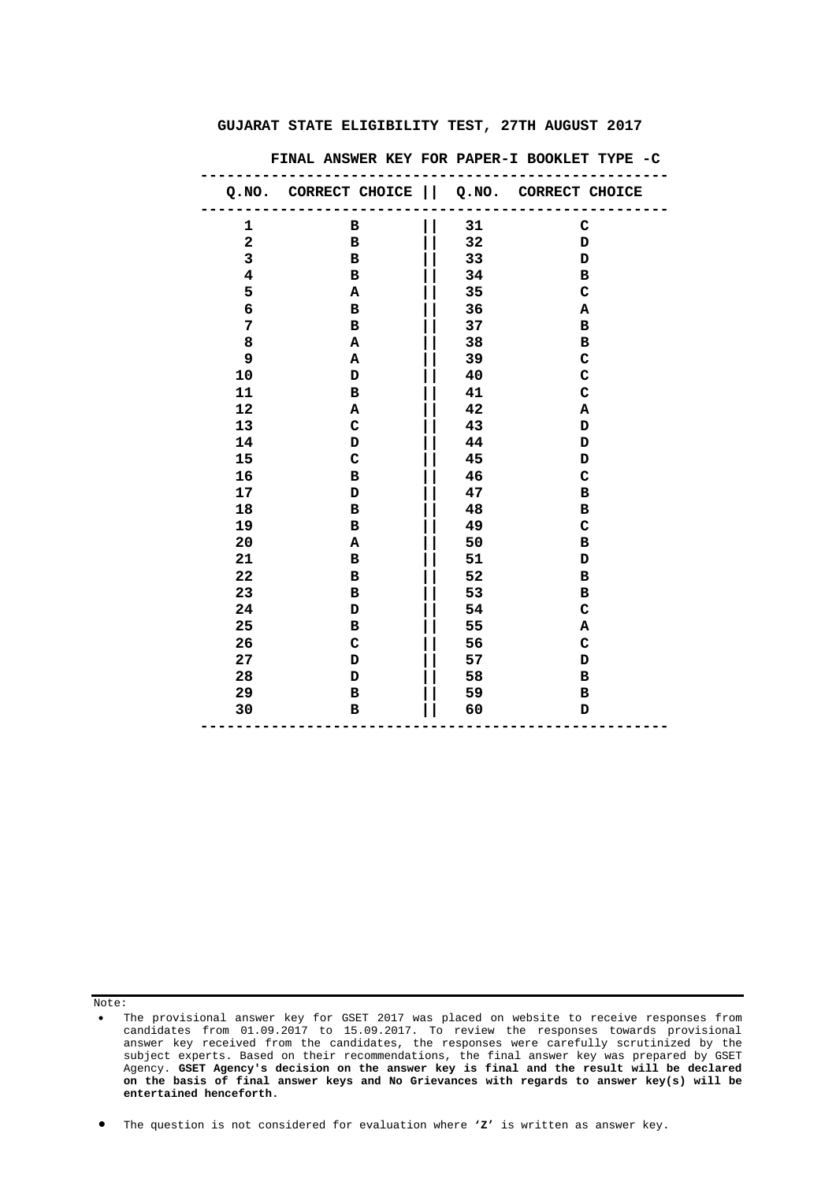## GUJARAT STATE ELIGIBILITY TEST, 27TH AUGUST 2017

### FINAL ANSWER KEY FOR PAPER-I BOOKLET TYPE -C

| Q.NO. | CORRECT CHOICE | Q.NO. | CORRECT CHOICE |
|---|---|---|---|
| 1 | B | 31 | C |
| 2 | B | 32 | D |
| 3 | B | 33 | D |
| 4 | B | 34 | B |
| 5 | A | 35 | C |
| 6 | B | 36 | A |
| 7 | B | 37 | B |
| 8 | A | 38 | B |
| 9 | A | 39 | C |
| 10 | D | 40 | C |
| 11 | B | 41 | C |
| 12 | A | 42 | A |
| 13 | C | 43 | D |
| 14 | D | 44 | D |
| 15 | C | 45 | D |
| 16 | B | 46 | C |
| 17 | D | 47 | B |
| 18 | B | 48 | B |
| 19 | B | 49 | C |
| 20 | A | 50 | B |
| 21 | B | 51 | D |
| 22 | B | 52 | B |
| 23 | B | 53 | B |
| 24 | D | 54 | C |
| 25 | B | 55 | A |
| 26 | C | 56 | C |
| 27 | D | 57 | D |
| 28 | D | 58 | B |
| 29 | B | 59 | B |
| 30 | B | 60 | D |

Note:

- The provisional answer key for GSET 2017 was placed on website to receive responses from candidates from 01.09.2017 to 15.09.2017. To review the responses towards provisional answer key received from the candidates, the responses were carefully scrutinized by the subject experts. Based on their recommendations, the final answer key was prepared by GSET Agency. **GSET Agency's decision on the answer key is final and the result will be declared on the basis of final answer keys and No Grievances with regards to answer key(s) will be entertained henceforth.**

- The question is not considered for evaluation where **'Z'** is written as answer key.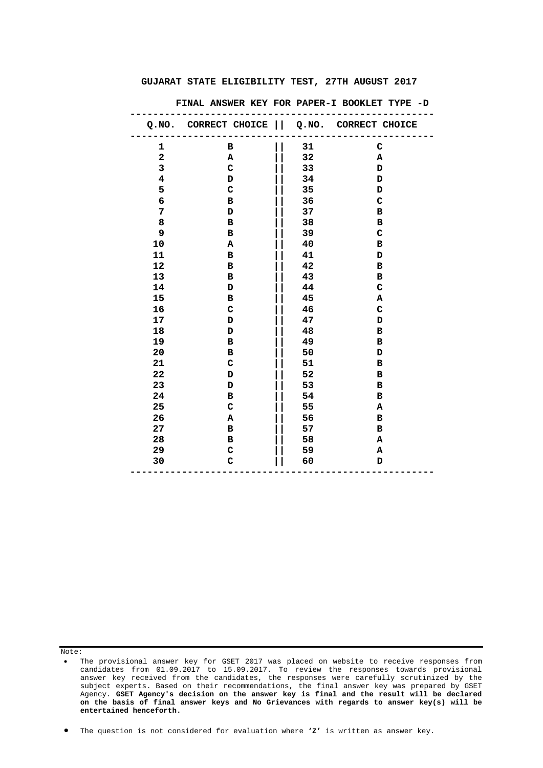## GUJARAT STATE ELIGIBILITY TEST, 27TH AUGUST 2017

### FINAL ANSWER KEY FOR PAPER-I BOOKLET TYPE -D

| Q.NO. | CORRECT CHOICE | Q.NO. | CORRECT CHOICE |
|---|---|---|---|
| 1 | B | 31 | C |
| 2 | A | 32 | A |
| 3 | C | 33 | D |
| 4 | D | 34 | D |
| 5 | C | 35 | D |
| 6 | B | 36 | C |
| 7 | D | 37 | B |
| 8 | B | 38 | B |
| 9 | B | 39 | C |
| 10 | A | 40 | B |
| 11 | B | 41 | D |
| 12 | B | 42 | B |
| 13 | B | 43 | B |
| 14 | D | 44 | C |
| 15 | B | 45 | A |
| 16 | C | 46 | C |
| 17 | D | 47 | D |
| 18 | D | 48 | B |
| 19 | B | 49 | B |
| 20 | B | 50 | D |
| 21 | C | 51 | B |
| 22 | D | 52 | B |
| 23 | D | 53 | B |
| 24 | B | 54 | B |
| 25 | C | 55 | A |
| 26 | A | 56 | B |
| 27 | B | 57 | B |
| 28 | B | 58 | A |
| 29 | C | 59 | A |
| 30 | C | 60 | D |

Note:

- The provisional answer key for GSET 2017 was placed on website to receive responses from candidates from 01.09.2017 to 15.09.2017. To review the responses towards provisional answer key received from the candidates, the responses were carefully scrutinized by the subject experts. Based on their recommendations, the final answer key was prepared by GSET Agency. **GSET Agency's decision on the answer key is final and the result will be declared on the basis of final answer keys and No Grievances with regards to answer key(s) will be entertained henceforth.**

- The question is not considered for evaluation where **'Z'** is written as answer key.